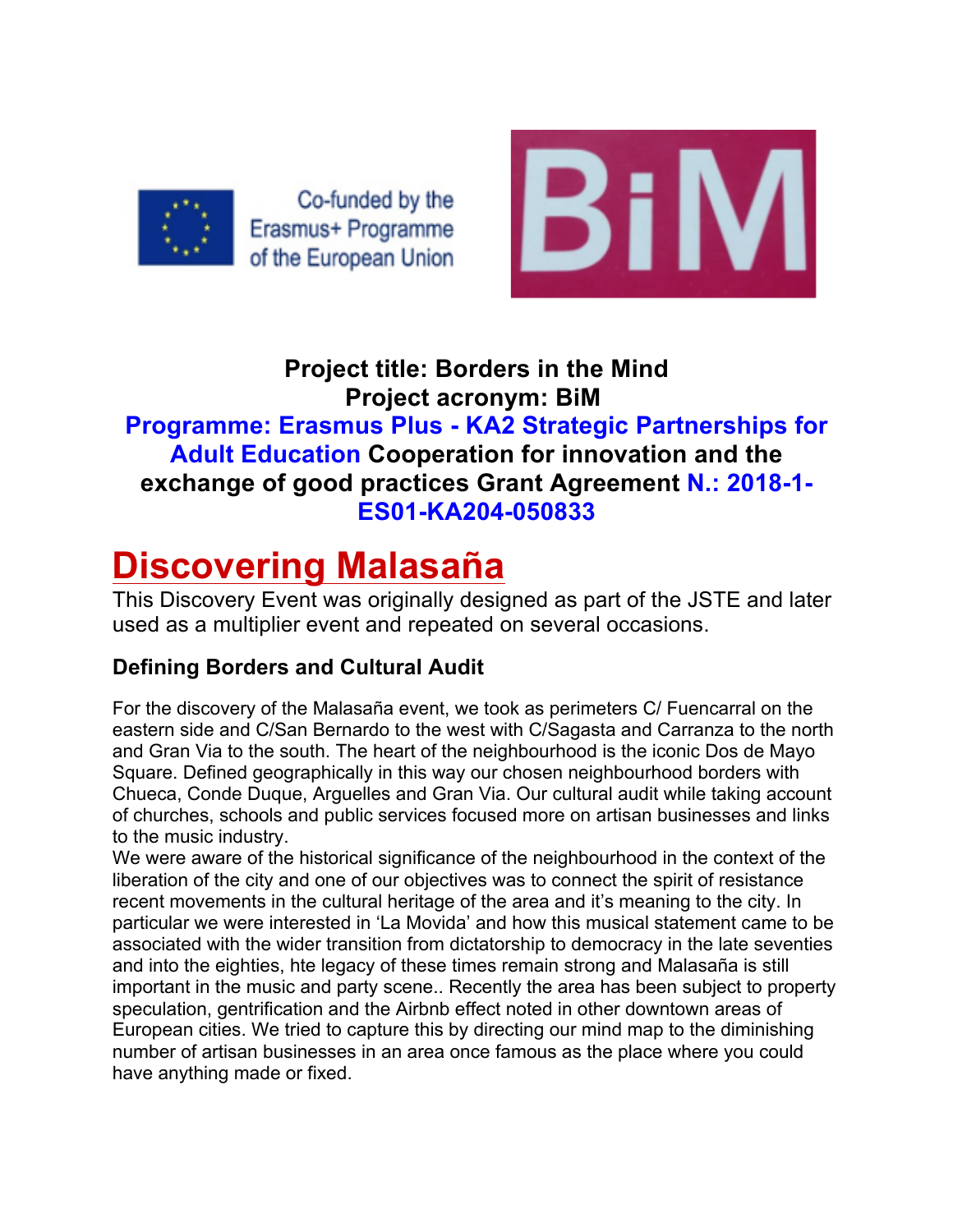Co-funded by the Erasmus+ Programme of the European Union

BiM

**Project title: Borders in the Mind**
**Project acronym: BiM**
**Programme: Erasmus Plus - KA2 Strategic Partnerships for Adult Education Cooperation for innovation and the exchange of good practices Grant Agreement N.: 2018-1-ES01-KA204-050833**

# Discovering Malasaña

This Discovery Event was originally designed as part of the JSTE and later used as a multiplier event and repeated on several occasions.

### Defining Borders and Cultural Audit

For the discovery of the Malasaña event, we took as perimeters C/ Fuencarral on the eastern side and C/San Bernardo to the west with C/Sagasta and Carranza to the north and Gran Via to the south. The heart of the neighbourhood is the iconic Dos de Mayo Square. Defined geographically in this way our chosen neighbourhood borders with Chueca, Conde Duque, Arguelles and Gran Via. Our cultural audit while taking account of churches, schools and public services focused more on artisan businesses and links to the music industry.

We were aware of the historical significance of the neighbourhood in the context of the liberation of the city and one of our objectives was to connect the spirit of resistance recent movements in the cultural heritage of the area and it's meaning to the city. In particular we were interested in 'La Movida' and how this musical statement came to be associated with the wider transition from dictatorship to democracy in the late seventies and into the eighties, hte legacy of these times remain strong and Malasaña is still important in the music and party scene.. Recently the area has been subject to property speculation, gentrification and the Airbnb effect noted in other downtown areas of European cities. We tried to capture this by directing our mind map to the diminishing number of artisan businesses in an area once famous as the place where you could have anything made or fixed.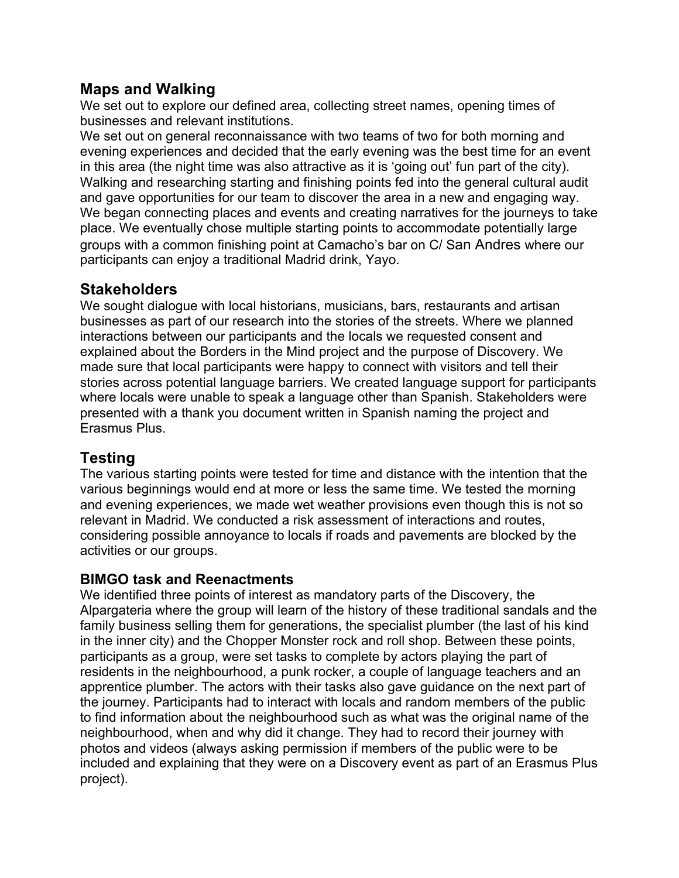## Maps and Walking

We set out to explore our defined area, collecting street names, opening times of businesses and relevant institutions.

We set out on general reconnaissance with two teams of two for both morning and evening experiences and decided that the early evening was the best time for an event in this area (the night time was also attractive as it is 'going out' fun part of the city). Walking and researching starting and finishing points fed into the general cultural audit and gave opportunities for our team to discover the area in a new and engaging way. We began connecting places and events and creating narratives for the journeys to take place. We eventually chose multiple starting points to accommodate potentially large groups with a common finishing point at Camacho's bar on C/ San Andres where our participants can enjoy a traditional Madrid drink, Yayo.

## Stakeholders

We sought dialogue with local historians, musicians, bars, restaurants and artisan businesses as part of our research into the stories of the streets. Where we planned interactions between our participants and the locals we requested consent and explained about the Borders in the Mind project and the purpose of Discovery. We made sure that local participants were happy to connect with visitors and tell their stories across potential language barriers. We created language support for participants where locals were unable to speak a language other than Spanish. Stakeholders were presented with a thank you document written in Spanish naming the project and Erasmus Plus.

## Testing

The various starting points were tested for time and distance with the intention that the various beginnings would end at more or less the same time. We tested the morning and evening experiences, we made wet weather provisions even though this is not so relevant in Madrid. We conducted a risk assessment of interactions and routes, considering possible annoyance to locals if roads and pavements are blocked by the activities or our groups.

### BIMGO task and Reenactments

We identified three points of interest as mandatory parts of the Discovery, the Alpargateria where the group will learn of the history of these traditional sandals and the family business selling them for generations, the specialist plumber (the last of his kind in the inner city) and the Chopper Monster rock and roll shop. Between these points, participants as a group, were set tasks to complete by actors playing the part of residents in the neighbourhood, a punk rocker, a couple of language teachers and an apprentice plumber. The actors with their tasks also gave guidance on the next part of the journey. Participants had to interact with locals and random members of the public to find information about the neighbourhood such as what was the original name of the neighbourhood, when and why did it change. They had to record their journey with photos and videos (always asking permission if members of the public were to be included and explaining that they were on a Discovery event as part of an Erasmus Plus project).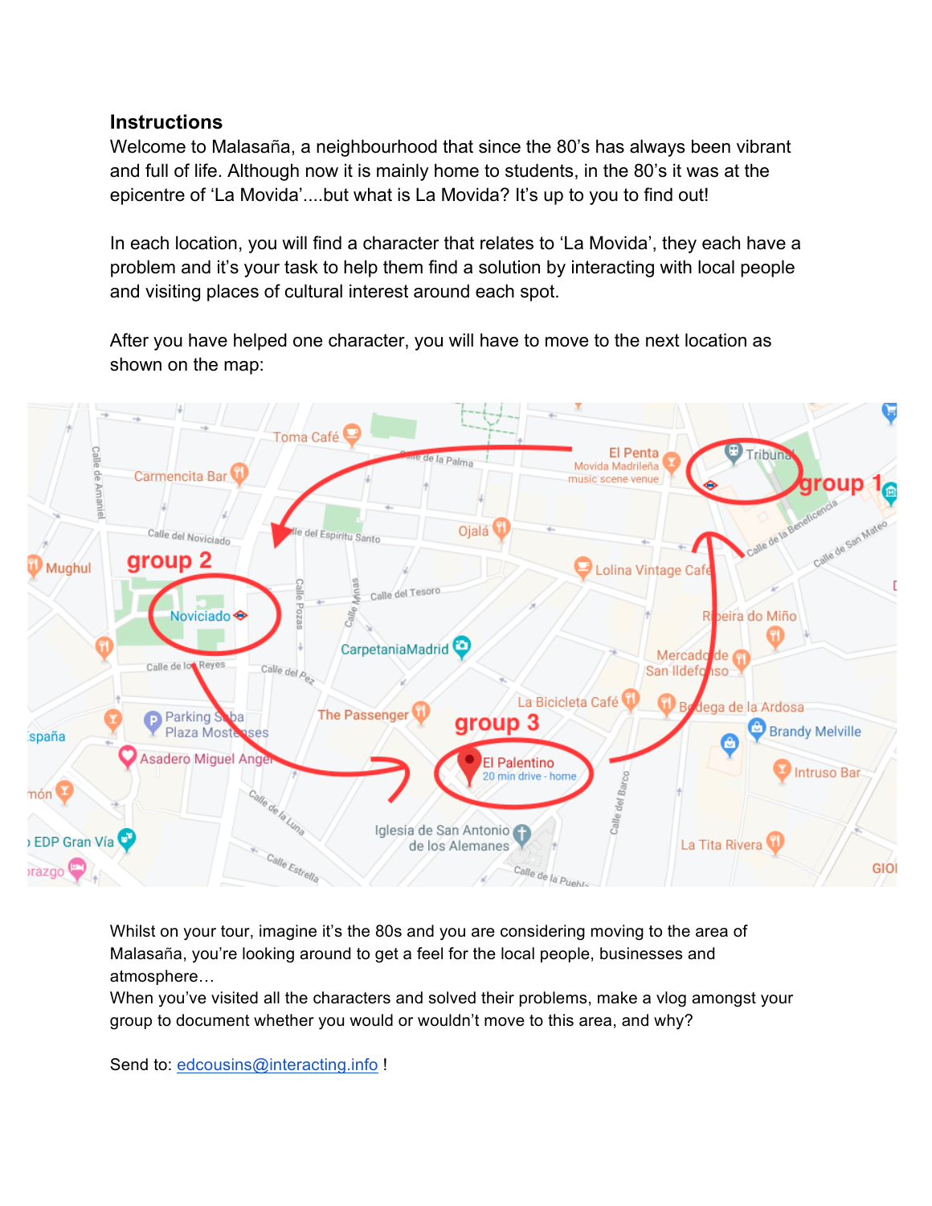**Instructions**

Welcome to Malasaña, a neighbourhood that since the 80's has always been vibrant and full of life. Although now it is mainly home to students, in the 80's it was at the epicentre of 'La Movida'....but what is La Movida? It's up to you to find out!

In each location, you will find a character that relates to 'La Movida', they each have a problem and it's your task to help them find a solution by interacting with local people and visiting places of cultural interest around each spot.

After you have helped one character, you will have to move to the next location as shown on the map:

Whilst on your tour, imagine it's the 80s and you are considering moving to the area of Malasaña, you're looking around to get a feel for the local people, businesses and atmosphere…

When you've visited all the characters and solved their problems, make a vlog amongst your group to document whether you would or wouldn't move to this area, and why?

Send to: edcousins@interacting.info !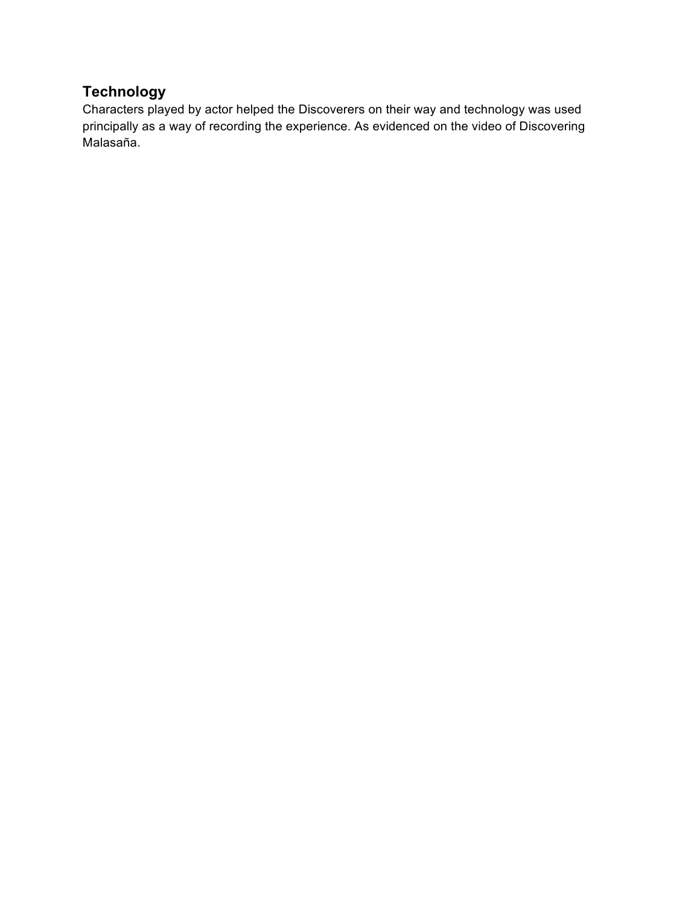## Technology

Characters played by actor helped the Discoverers on their way and technology was used principally as a way of recording the experience. As evidenced on the video of Discovering Malasaña.